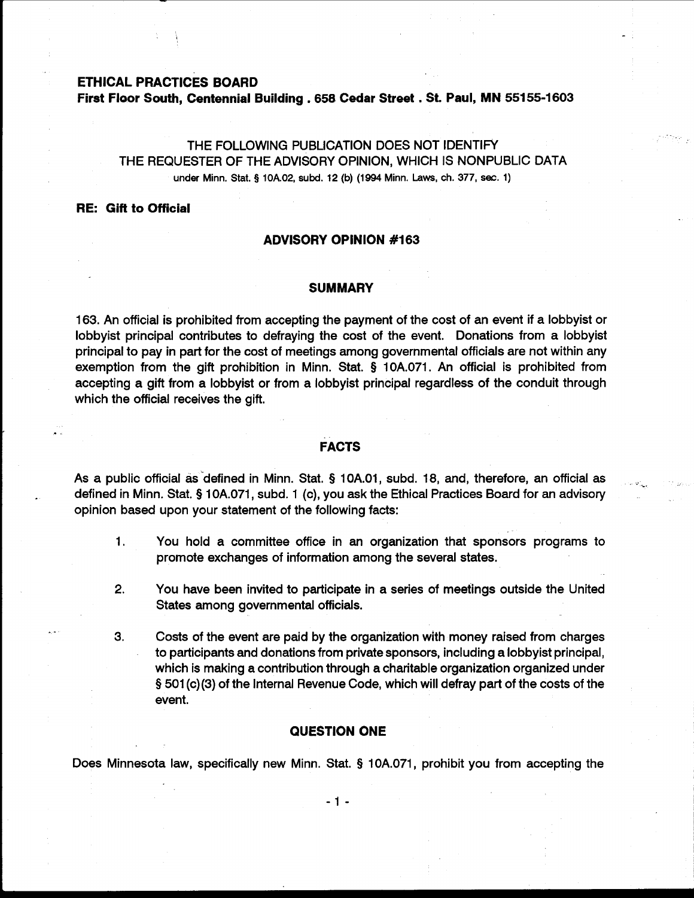**ETHICAL PRACTICES BOARD**
**First Floor South, Centennial Building . 658 Cedar Street . St. Paul, MN 55155-1603**

THE FOLLOWING PUBLICATION DOES NOT IDENTIFY
THE REQUESTER OF THE ADVISORY OPINION, WHICH IS NONPUBLIC DATA
under Minn. Stat. § 10A.02, subd. 12 (b) (1994 Minn. Laws, ch. 377, sec. 1)

**RE: Gift to Official**

## ADVISORY OPINION #163

### SUMMARY

163. An official is prohibited from accepting the payment of the cost of an event if a lobbyist or lobbyist principal contributes to defraying the cost of the event. Donations from a lobbyist principal to pay in part for the cost of meetings among governmental officials are not within any exemption from the gift prohibition in Minn. Stat. § 10A.071. An official is prohibited from accepting a gift from a lobbyist or from a lobbyist principal regardless of the conduit through which the official receives the gift.

### FACTS

As a public official as defined in Minn. Stat. § 10A.01, subd. 18, and, therefore, an official as defined in Minn. Stat. § 10A.071, subd. 1 (c), you ask the Ethical Practices Board for an advisory opinion based upon your statement of the following facts:

1. You hold a committee office in an organization that sponsors programs to promote exchanges of information among the several states.

2. You have been invited to participate in a series of meetings outside the United States among governmental officials.

3. Costs of the event are paid by the organization with money raised from charges to participants and donations from private sponsors, including a lobbyist principal, which is making a contribution through a charitable organization organized under § 501(c)(3) of the Internal Revenue Code, which will defray part of the costs of the event.

### QUESTION ONE

Does Minnesota law, specifically new Minn. Stat. § 10A.071, prohibit you from accepting the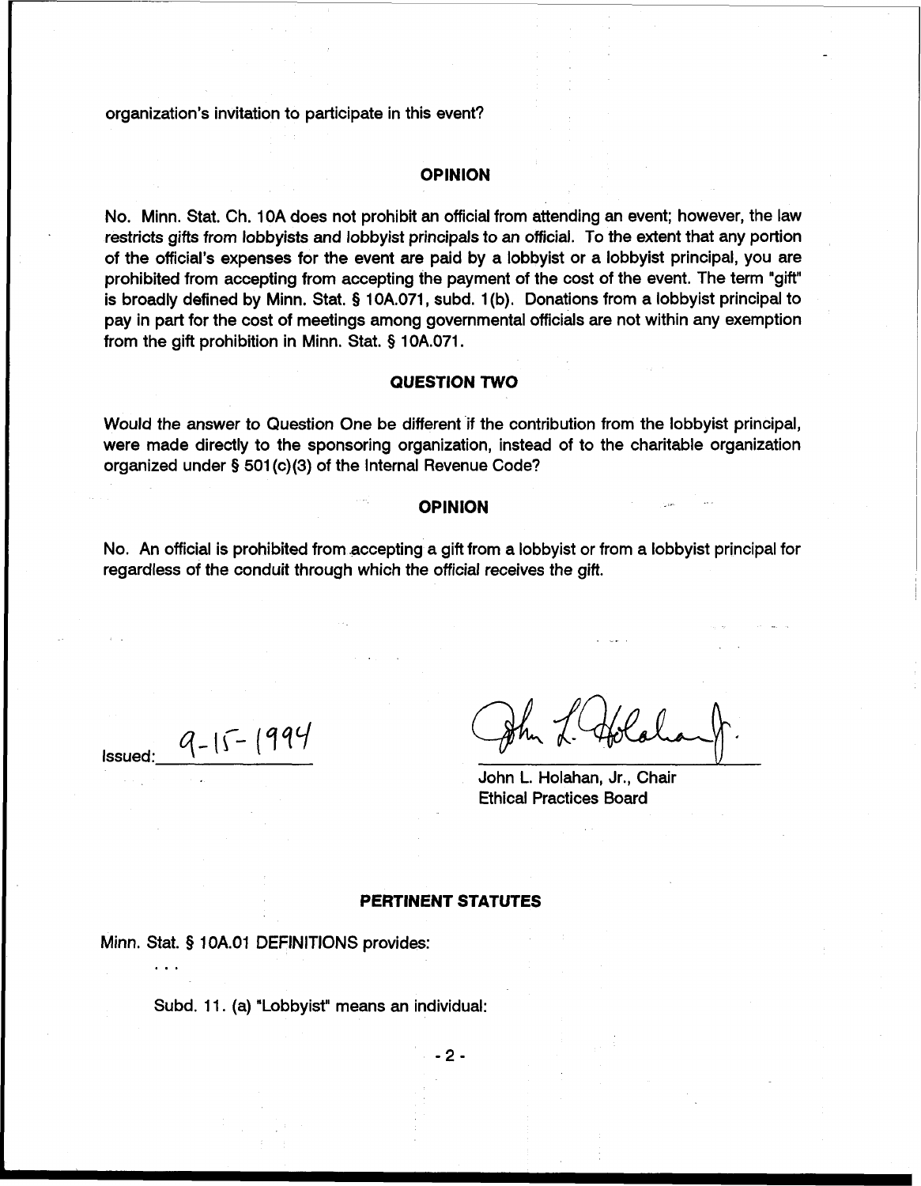organization's invitation to participate in this event?

## OPINION

No. Minn. Stat. Ch. 10A does not prohibit an official from attending an event; however, the law restricts gifts from lobbyists and lobbyist principals to an official. To the extent that any portion of the official's expenses for the event are paid by a lobbyist or a lobbyist principal, you are prohibited from accepting from accepting the payment of the cost of the event. The term "gift" is broadly defined by Minn. Stat. § 10A.071, subd. 1(b). Donations from a lobbyist principal to pay in part for the cost of meetings among governmental officials are not within any exemption from the gift prohibition in Minn. Stat. § 10A.071.

## QUESTION TWO

Would the answer to Question One be different if the contribution from the lobbyist principal, were made directly to the sponsoring organization, instead of to the charitable organization organized under § 501(c)(3) of the Internal Revenue Code?

## OPINION

No. An official is prohibited from accepting a gift from a lobbyist or from a lobbyist principal for regardless of the conduit through which the official receives the gift.

Issued: 9-15-1994

John L. Holahan, Jr., Chair
Ethical Practices Board

## PERTINENT STATUTES

Minn. Stat. § 10A.01 DEFINITIONS provides:

. . .

Subd. 11. (a) "Lobbyist" means an individual: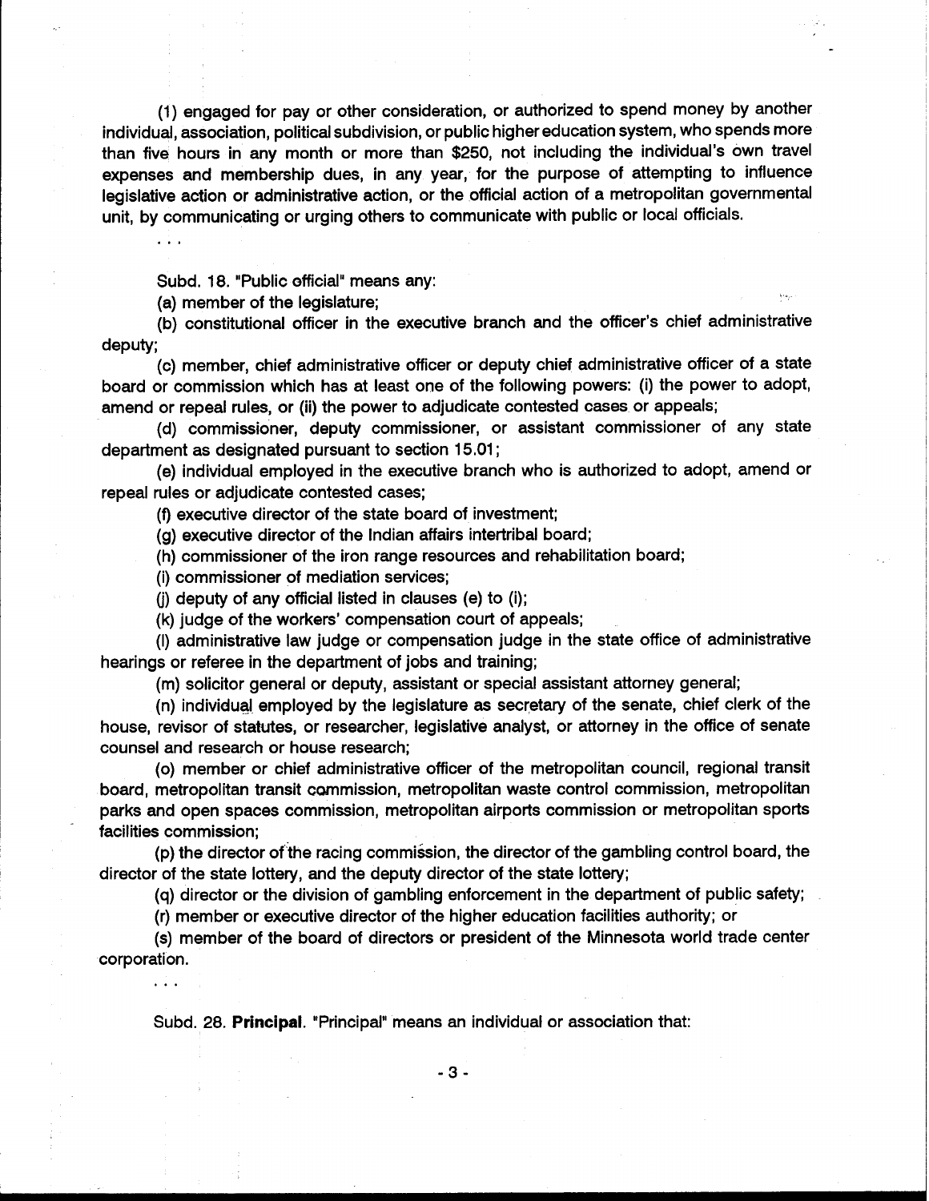(1) engaged for pay or other consideration, or authorized to spend money by another individual, association, political subdivision, or public higher education system, who spends more than five hours in any month or more than $250, not including the individual's own travel expenses and membership dues, in any year, for the purpose of attempting to influence legislative action or administrative action, or the official action of a metropolitan governmental unit, by communicating or urging others to communicate with public or local officials.

. . .

Subd. 18. "Public official" means any:

(a) member of the legislature;

(b) constitutional officer in the executive branch and the officer's chief administrative deputy;

(c) member, chief administrative officer or deputy chief administrative officer of a state board or commission which has at least one of the following powers: (i) the power to adopt, amend or repeal rules, or (ii) the power to adjudicate contested cases or appeals;

(d) commissioner, deputy commissioner, or assistant commissioner of any state department as designated pursuant to section 15.01;

(e) individual employed in the executive branch who is authorized to adopt, amend or repeal rules or adjudicate contested cases;

(f) executive director of the state board of investment;

(g) executive director of the Indian affairs intertribal board;

(h) commissioner of the iron range resources and rehabilitation board;

(i) commissioner of mediation services;

(j) deputy of any official listed in clauses (e) to (i);

(k) judge of the workers' compensation court of appeals;

(l) administrative law judge or compensation judge in the state office of administrative hearings or referee in the department of jobs and training;

(m) solicitor general or deputy, assistant or special assistant attorney general;

(n) individual employed by the legislature as secretary of the senate, chief clerk of the house, revisor of statutes, or researcher, legislative analyst, or attorney in the office of senate counsel and research or house research;

(o) member or chief administrative officer of the metropolitan council, regional transit board, metropolitan transit commission, metropolitan waste control commission, metropolitan parks and open spaces commission, metropolitan airports commission or metropolitan sports facilities commission;

(p) the director of the racing commission, the director of the gambling control board, the director of the state lottery, and the deputy director of the state lottery;

(q) director or the division of gambling enforcement in the department of public safety;

(r) member or executive director of the higher education facilities authority; or

(s) member of the board of directors or president of the Minnesota world trade center corporation.

. . .

Subd. 28. **Principal.** "Principal" means an individual or association that: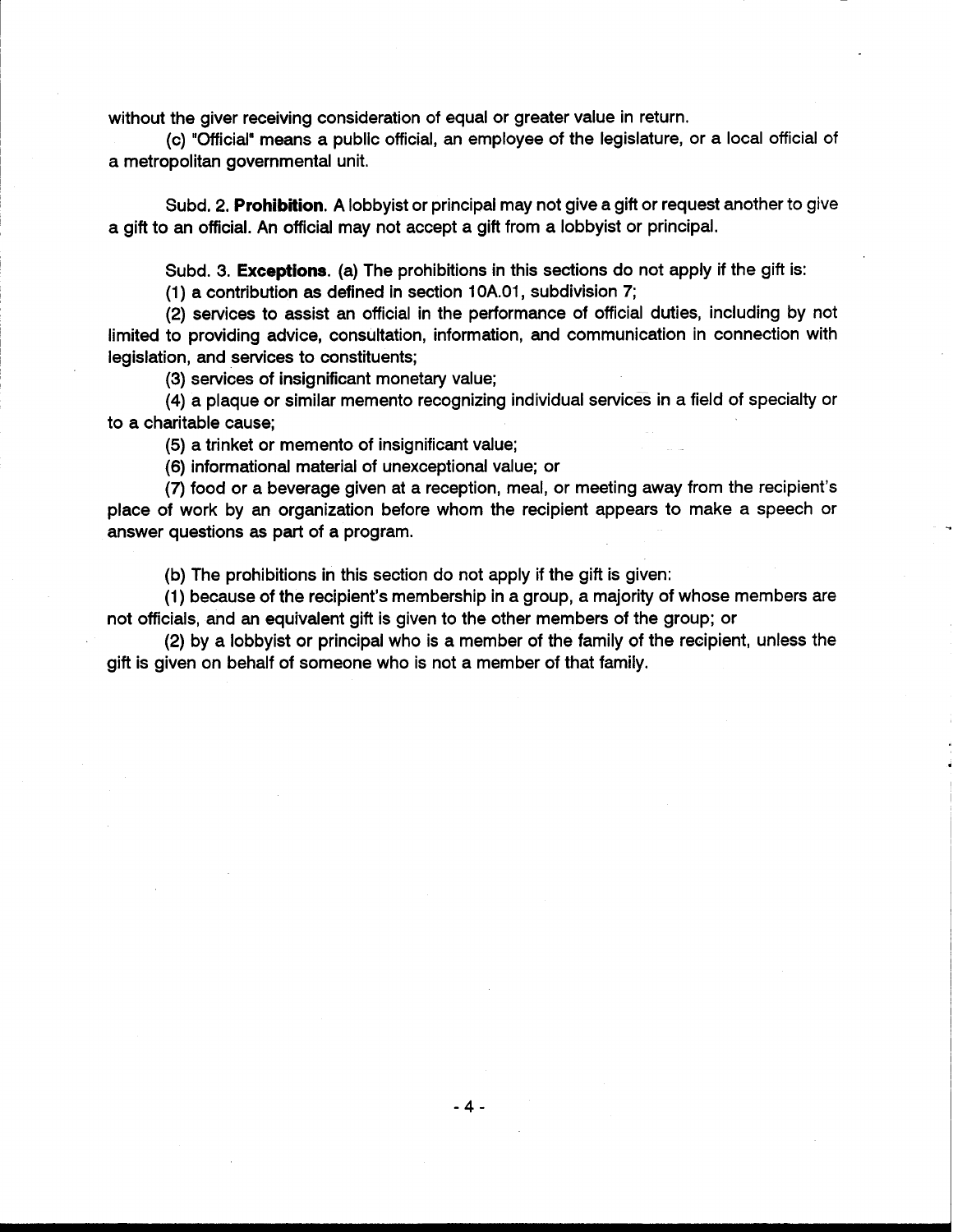without the giver receiving consideration of equal or greater value in return.

(c) "Official" means a public official, an employee of the legislature, or a local official of a metropolitan governmental unit.

Subd. 2. **Prohibition.** A lobbyist or principal may not give a gift or request another to give a gift to an official. An official may not accept a gift from a lobbyist or principal.

Subd. 3. **Exceptions.** (a) The prohibitions in this sections do not apply if the gift is:

(1) a contribution as defined in section 10A.01, subdivision 7;

(2) services to assist an official in the performance of official duties, including by not limited to providing advice, consultation, information, and communication in connection with legislation, and services to constituents;

(3) services of insignificant monetary value;

(4) a plaque or similar memento recognizing individual services in a field of specialty or to a charitable cause;

(5) a trinket or memento of insignificant value;

(6) informational material of unexceptional value; or

(7) food or a beverage given at a reception, meal, or meeting away from the recipient's place of work by an organization before whom the recipient appears to make a speech or answer questions as part of a program.

(b) The prohibitions in this section do not apply if the gift is given:

(1) because of the recipient's membership in a group, a majority of whose members are not officials, and an equivalent gift is given to the other members of the group; or

(2) by a lobbyist or principal who is a member of the family of the recipient, unless the gift is given on behalf of someone who is not a member of that family.